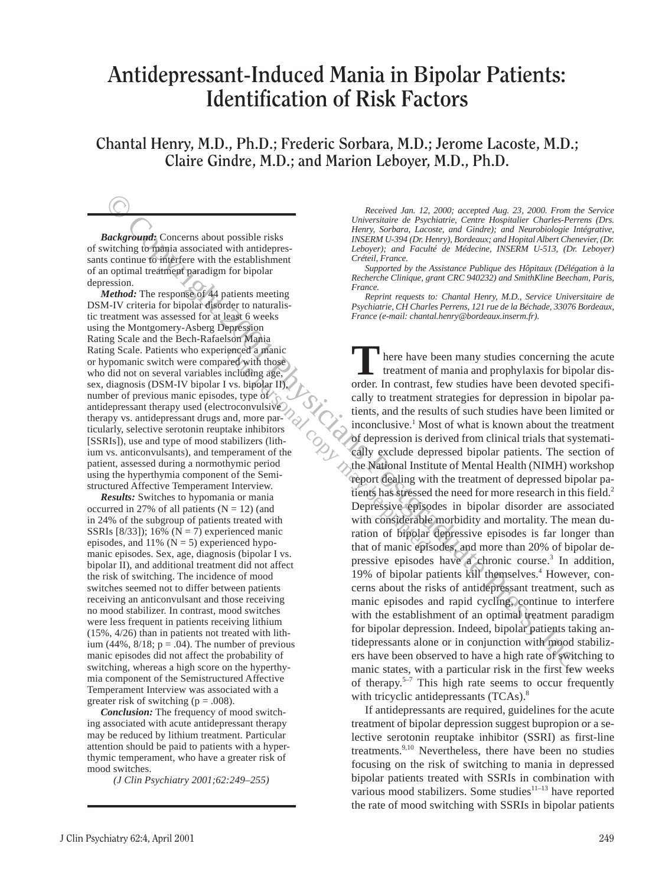# Antidepressant-Induced Mania in Bipolar Patients: Identification of Risk Factors

## Chantal Henry, M.D., Ph.D.; Frederic Sorbara, M.D.; Jerome Lacoste, M.D.; Claire Gindre, M.D.; and Marion Leboyer, M.D., Ph.D.

***Background:*** Concerns about possible risks of switching to mania associated with antidepressants continue to interfere with the establishment of an optimal treatment paradigm for bipolar depression.

***Method:*** The response of 44 patients meeting DSM-IV criteria for bipolar disorder to naturalistic treatment was assessed for at least 6 weeks using the Montgomery-Asberg Depression Rating Scale and the Bech-Rafaelson Mania Rating Scale. Patients who experienced a manic or hypomanic switch were compared with those who did not on several variables including age, sex, diagnosis (DSM-IV bipolar I vs. bipolar II), number of previous manic episodes, type of antidepressant therapy used (electroconvulsive therapy vs. antidepressant drugs and, more particularly, selective serotonin reuptake inhibitors [SSRIs]), use and type of mood stabilizers (lithium vs. anticonvulsants), and temperament of the patient, assessed during a normothymic period using the hyperthymia component of the Semistructured Affective Temperament Interview.

***Results:*** Switches to hypomania or mania occurred in 27% of all patients (N = 12) (and in 24% of the subgroup of patients treated with SSRIs [8/33]); 16% (N = 7) experienced manic episodes, and 11% (N = 5) experienced hypomanic episodes. Sex, age, diagnosis (bipolar I vs. bipolar II), and additional treatment did not affect the risk of switching. The incidence of mood switches seemed not to differ between patients receiving an anticonvulsant and those receiving no mood stabilizer. In contrast, mood switches were less frequent in patients receiving lithium (15%, 4/26) than in patients not treated with lithium (44%, 8/18; p = .04). The number of previous manic episodes did not affect the probability of switching, whereas a high score on the hyperthymia component of the Semistructured Affective Temperament Interview was associated with a greater risk of switching (p = .008).

***Conclusion:*** The frequency of mood switching associated with acute antidepressant therapy may be reduced by lithium treatment. Particular attention should be paid to patients with a hyperthymic temperament, who have a greater risk of mood switches.

*(J Clin Psychiatry 2001;62:249–255)*

*Received Jan. 12, 2000; accepted Aug. 23, 2000. From the Service Universitaire de Psychiatrie, Centre Hospitalier Charles-Perrens (Drs. Henry, Sorbara, Lacoste, and Gindre); and Neurobiologie Intégrative, INSERM U-394 (Dr. Henry), Bordeaux; and Hopital Albert Chenevier, (Dr. Leboyer); and Faculté de Médecine, INSERM U-513, (Dr. Leboyer) Créteil, France.*

*Supported by the Assistance Publique des Hôpitaux (Délégation à la Recherche Clinique, grant CRC 940232) and SmithKline Beecham, Paris, France.*

*Reprint requests to: Chantal Henry, M.D., Service Universitaire de Psychiatrie, CH Charles Perrens, 121 rue de la Béchade, 33076 Bordeaux, France (e-mail: chantal.henry@bordeaux.inserm.fr).*

There have been many studies concerning the acute treatment of mania and prophylaxis for bipolar disorder. In contrast, few studies have been devoted specifically to treatment strategies for depression in bipolar patients, and the results of such studies have been limited or inconclusive.[1] Most of what is known about the treatment of depression is derived from clinical trials that systematically exclude depressed bipolar patients. The section of the National Institute of Mental Health (NIMH) workshop report dealing with the treatment of depressed bipolar patients has stressed the need for more research in this field.[2] Depressive episodes in bipolar disorder are associated with considerable morbidity and mortality. The mean duration of bipolar depressive episodes is far longer than that of manic episodes, and more than 20% of bipolar depressive episodes have a chronic course.[3] In addition, 19% of bipolar patients kill themselves.[4] However, concerns about the risks of antidepressant treatment, such as manic episodes and rapid cycling, continue to interfere with the establishment of an optimal treatment paradigm for bipolar depression. Indeed, bipolar patients taking antidepressants alone or in conjunction with mood stabilizers have been observed to have a high rate of switching to manic states, with a particular risk in the first few weeks of therapy.[5–7] This high rate seems to occur frequently with tricyclic antidepressants (TCAs).[8]

If antidepressants are required, guidelines for the acute treatment of bipolar depression suggest bupropion or a selective serotonin reuptake inhibitor (SSRI) as first-line treatments.[9,10] Nevertheless, there have been no studies focusing on the risk of switching to mania in depressed bipolar patients treated with SSRIs in combination with various mood stabilizers. Some studies[11–13] have reported the rate of mood switching with SSRIs in bipolar patients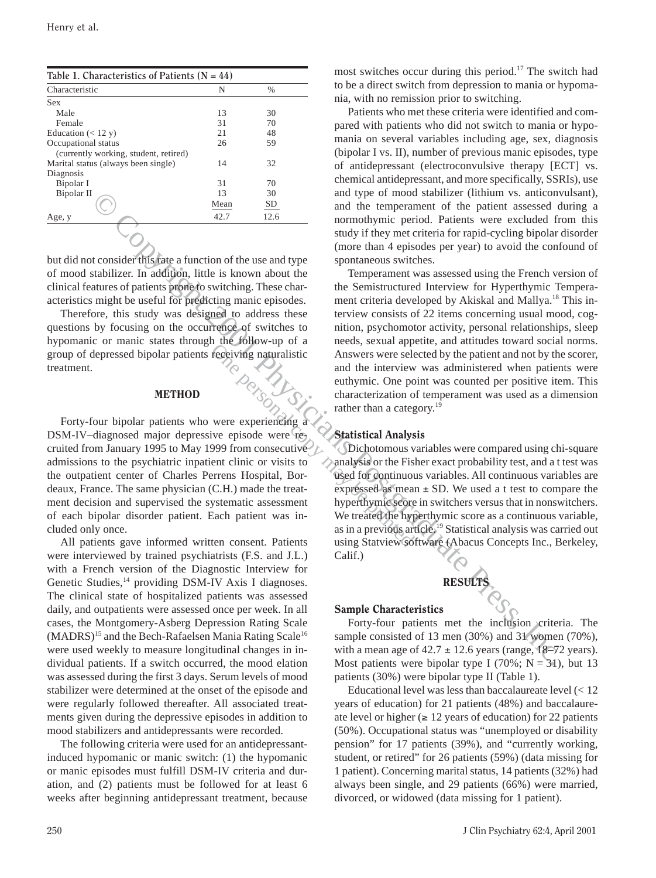**Table 1. Characteristics of Patients (N = 44)**

| Characteristic | N | % |
|---|---|---|
| Sex | | |
| Male | 13 | 30 |
| Female | 31 | 70 |
| Education (< 12 y) | 21 | 48 |
| Occupational status (currently working, student, retired) | 26 | 59 |
| Marital status (always been single) | 14 | 32 |
| Diagnosis | | |
| Bipolar I | 31 | 70 |
| Bipolar II | 13 | 30 |
| | Mean | SD |
| Age, y | 42.7 | 12.6 |

but did not consider this rate a function of the use and type of mood stabilizer. In addition, little is known about the clinical features of patients prone to switching. These characteristics might be useful for predicting manic episodes.

Therefore, this study was designed to address these questions by focusing on the occurrence of switches to hypomanic or manic states through the follow-up of a group of depressed bipolar patients receiving naturalistic treatment.

## METHOD

Forty-four bipolar patients who were experiencing a DSM-IV–diagnosed major depressive episode were recruited from January 1995 to May 1999 from consecutive admissions to the psychiatric inpatient clinic or visits to the outpatient center of Charles Perrens Hospital, Bordeaux, France. The same physician (C.H.) made the treatment decision and supervised the systematic assessment of each bipolar disorder patient. Each patient was included only once.

All patients gave informed written consent. Patients were interviewed by trained psychiatrists (F.S. and J.L.) with a French version of the Diagnostic Interview for Genetic Studies,[14] providing DSM-IV Axis I diagnoses. The clinical state of hospitalized patients was assessed daily, and outpatients were assessed once per week. In all cases, the Montgomery-Asberg Depression Rating Scale (MADRS)[15] and the Bech-Rafaelsen Mania Rating Scale[16] were used weekly to measure longitudinal changes in individual patients. If a switch occurred, the mood elation was assessed during the first 3 days. Serum levels of mood stabilizer were determined at the onset of the episode and were regularly followed thereafter. All associated treatments given during the depressive episodes in addition to mood stabilizers and antidepressants were recorded.

The following criteria were used for an antidepressant-induced hypomanic or manic switch: (1) the hypomanic or manic episodes must fulfill DSM-IV criteria and duration, and (2) patients must be followed for at least 6 weeks after beginning antidepressant treatment, because most switches occur during this period.[17] The switch had to be a direct switch from depression to mania or hypomania, with no remission prior to switching.

Patients who met these criteria were identified and compared with patients who did not switch to mania or hypomania on several variables including age, sex, diagnosis (bipolar I vs. II), number of previous manic episodes, type of antidepressant (electroconvulsive therapy [ECT] vs. chemical antidepressant, and more specifically, SSRIs), use and type of mood stabilizer (lithium vs. anticonvulsant), and the temperament of the patient assessed during a normothymic period. Patients were excluded from this study if they met criteria for rapid-cycling bipolar disorder (more than 4 episodes per year) to avoid the confound of spontaneous switches.

Temperament was assessed using the French version of the Semistructured Interview for Hyperthymic Temperament criteria developed by Akiskal and Mallya.[18] This interview consists of 22 items concerning usual mood, cognition, psychomotor activity, personal relationships, sleep needs, sexual appetite, and attitudes toward social norms. Answers were selected by the patient and not by the scorer, and the interview was administered when patients were euthymic. One point was counted per positive item. This characterization of temperament was used as a dimension rather than a category.[19]

### Statistical Analysis

Dichotomous variables were compared using chi-square analysis or the Fisher exact probability test, and a t test was used for continuous variables. All continuous variables are expressed as mean ± SD. We used a t test to compare the hyperthymic score in switchers versus that in nonswitchers. We treated the hyperthymic score as a continuous variable, as in a previous article.[19] Statistical analysis was carried out using Statview software (Abacus Concepts Inc., Berkeley, Calif.)

## RESULTS

### Sample Characteristics

Forty-four patients met the inclusion criteria. The sample consisted of 13 men (30%) and 31 women (70%), with a mean age of 42.7 ± 12.6 years (range, 18–72 years). Most patients were bipolar type I (70%; N = 31), but 13 patients (30%) were bipolar type II (Table 1).

Educational level was less than baccalaureate level (< 12 years of education) for 21 patients (48%) and baccalaureate level or higher (≥ 12 years of education) for 22 patients (50%). Occupational status was "unemployed or disability pension" for 17 patients (39%), and "currently working, student, or retired" for 26 patients (59%) (data missing for 1 patient). Concerning marital status, 14 patients (32%) had always been single, and 29 patients (66%) were married, divorced, or widowed (data missing for 1 patient).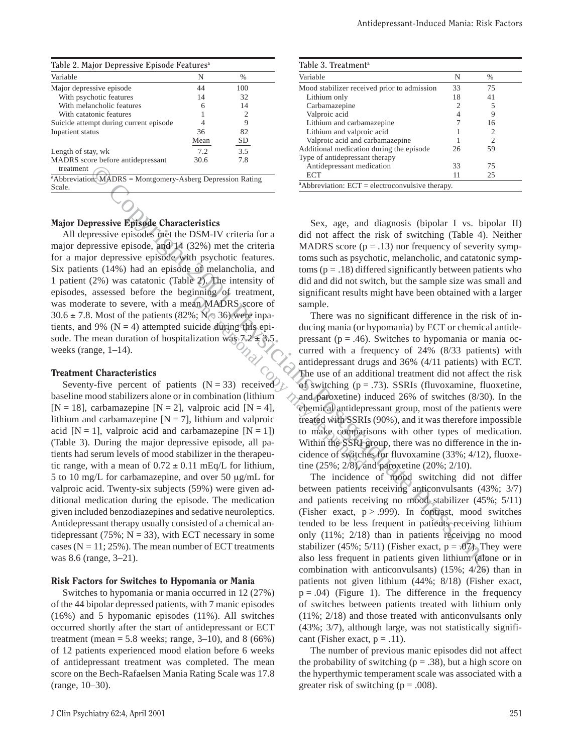**Table 2. Major Depressive Episode Features[a]**

| Variable | N | % |
|---|---|---|
| Major depressive episode | 44 | 100 |
| With psychotic features | 14 | 32 |
| With melancholic features | 6 | 14 |
| With catatonic features | 1 | 2 |
| Suicide attempt during current episode | 4 | 9 |
| Inpatient status | 36 | 82 |
| | Mean | SD |
| Length of stay, wk | 7.2 | 3.5 |
| MADRS score before antidepressant treatment | 30.6 | 7.8 |

[a]Abbreviation: MADRS = Montgomery-Asberg Depression Rating Scale.

**Table 3. Treatment[a]**

| Variable | N | % |
|---|---|---|
| Mood stabilizer received prior to admission | 33 | 75 |
| Lithium only | 18 | 41 |
| Carbamazepine | 2 | 5 |
| Valproic acid | 4 | 9 |
| Lithium and carbamazepine | 7 | 16 |
| Lithium and valproic acid | 1 | 2 |
| Valproic acid and carbamazepine | 1 | 2 |
| Additional medication during the episode | 26 | 59 |
| Type of antidepressant therapy | | |
| Antidepressant medication | 33 | 75 |
| ECT | 11 | 25 |

[a]Abbreviation: ECT = electroconvulsive therapy.

### Major Depressive Episode Characteristics

All depressive episodes met the DSM-IV criteria for a major depressive episode, and 14 (32%) met the criteria for a major depressive episode with psychotic features. Six patients (14%) had an episode of melancholia, and 1 patient (2%) was catatonic (Table 2). The intensity of episodes, assessed before the beginning of treatment, was moderate to severe, with a mean MADRS score of 30.6 ± 7.8. Most of the patients (82%; N = 36) were inpatients, and 9% (N = 4) attempted suicide during this episode. The mean duration of hospitalization was 7.2 ± 3.5 weeks (range, 1–14).

### Treatment Characteristics

Seventy-five percent of patients (N = 33) received baseline mood stabilizers alone or in combination (lithium [N = 18], carbamazepine [N = 2], valproic acid [N = 4], lithium and carbamazepine [N = 7], lithium and valproic acid [N = 1], valproic acid and carbamazepine [N = 1]) (Table 3). During the major depressive episode, all patients had serum levels of mood stabilizer in the therapeutic range, with a mean of 0.72 ± 0.11 mEq/L for lithium, 5 to 10 mg/L for carbamazepine, and over 50 μg/mL for valproic acid. Twenty-six subjects (59%) were given additional medication during the episode. The medication given included benzodiazepines and sedative neuroleptics. Antidepressant therapy usually consisted of a chemical antidepressant (75%; N = 33), with ECT necessary in some cases (N = 11; 25%). The mean number of ECT treatments was 8.6 (range, 3–21).

### Risk Factors for Switches to Hypomania or Mania

Switches to hypomania or mania occurred in 12 (27%) of the 44 bipolar depressed patients, with 7 manic episodes (16%) and 5 hypomanic episodes (11%). All switches occurred shortly after the start of antidepressant or ECT treatment (mean = 5.8 weeks; range, 3–10), and 8 (66%) of 12 patients experienced mood elation before 6 weeks of antidepressant treatment was completed. The mean score on the Bech-Rafaelsen Mania Rating Scale was 17.8 (range, 10–30).

Sex, age, and diagnosis (bipolar I vs. bipolar II) did not affect the risk of switching (Table 4). Neither MADRS score (p = .13) nor frequency of severity symptoms such as psychotic, melancholic, and catatonic symptoms (p = .18) differed significantly between patients who did and did not switch, but the sample size was small and significant results might have been obtained with a larger sample.

There was no significant difference in the risk of inducing mania (or hypomania) by ECT or chemical antidepressant (p = .46). Switches to hypomania or mania occurred with a frequency of 24% (8/33 patients) with antidepressant drugs and 36% (4/11 patients) with ECT. The use of an additional treatment did not affect the risk of switching (p = .73). SSRIs (fluvoxamine, fluoxetine, and paroxetine) induced 26% of switches (8/30). In the chemical antidepressant group, most of the patients were treated with SSRIs (90%), and it was therefore impossible to make comparisons with other types of medication. Within the SSRI group, there was no difference in the incidence of switches for fluvoxamine (33%; 4/12), fluoxetine (25%; 2/8), and paroxetine (20%; 2/10).

The incidence of mood switching did not differ between patients receiving anticonvulsants (43%; 3/7) and patients receiving no mood stabilizer (45%; 5/11) (Fisher exact, p > .999). In contrast, mood switches tended to be less frequent in patients receiving lithium only (11%; 2/18) than in patients receiving no mood stabilizer (45%; 5/11) (Fisher exact, p = .07). They were also less frequent in patients given lithium (alone or in combination with anticonvulsants) (15%; 4/26) than in patients not given lithium (44%; 8/18) (Fisher exact, p = .04) (Figure 1). The difference in the frequency of switches between patients treated with lithium only (11%; 2/18) and those treated with anticonvulsants only (43%; 3/7), although large, was not statistically significant (Fisher exact, p = .11).

The number of previous manic episodes did not affect the probability of switching (p = .38), but a high score on the hyperthymic temperament scale was associated with a greater risk of switching (p = .008).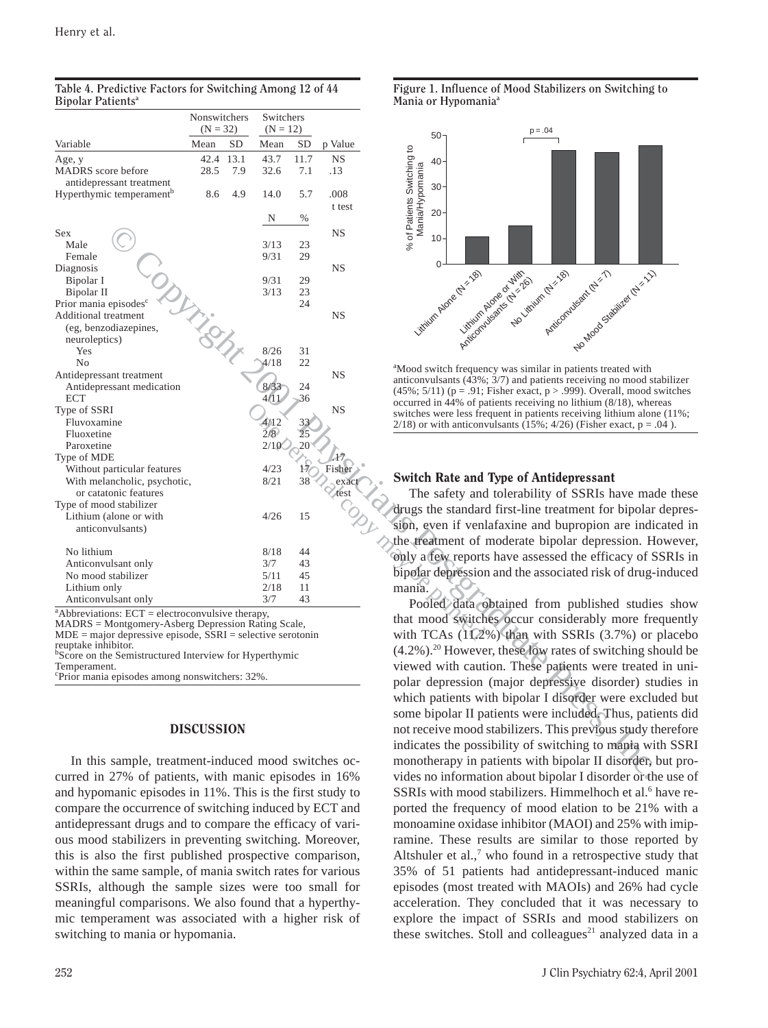**Table 4. Predictive Factors for Switching Among 12 of 44 Bipolar Patients[a]**

| Variable | Nonswitchers (N = 32) Mean | SD | Switchers (N = 12) Mean | SD | p Value |
|---|---|---|---|---|---|
| Age, y | 42.4 | 13.1 | 43.7 | 11.7 | NS |
| MADRS score before antidepressant treatment | 28.5 | 7.9 | 32.6 | 7.1 | .13 |
| Hyperthymic temperament[b] | 8.6 | 4.9 | 14.0 | 5.7 | .008 t test |
| | | | N | % | |
| Sex | | | | | NS |
| Male | | | 3/13 | 23 | |
| Female | | | 9/31 | 29 | |
| Diagnosis | | | | | NS |
| Bipolar I | | | 9/31 | 29 | |
| Bipolar II | | | 3/13 | 23 | |
| Prior mania episodes[c] | | | | 24 | |
| Additional treatment (eg, benzodiazepines, neuroleptics) | | | | | NS |
| Yes | | | 8/26 | 31 | |
| No | | | 4/18 | 22 | |
| Antidepressant treatment | | | | | NS |
| Antidepressant medication | | | 8/33 | 24 | |
| ECT | | | 4/11 | 36 | |
| Type of SSRI | | | | | NS |
| Fluvoxamine | | | 4/12 | 33 | |
| Fluoxetine | | | 2/8 | 25 | |
| Paroxetine | | | 2/10 | 20 | |
| Type of MDE | | | | | .17 Fisher exact test |
| Without particular features | | | 4/23 | 17 | |
| With melancholic, psychotic, or catatonic features | | | 8/21 | 38 | |
| Type of mood stabilizer | | | | | |
| Lithium (alone or with anticonvulsants) | | | 4/26 | 15 | |
| No lithium | | | 8/18 | 44 | |
| Anticonvulsant only | | | 3/7 | 43 | |
| No mood stabilizer | | | 5/11 | 45 | |
| Lithium only | | | 2/18 | 11 | |
| Anticonvulsant only | | | 3/7 | 43 | |

[a]Abbreviations: ECT = electroconvulsive therapy, MADRS = Montgomery-Asberg Depression Rating Scale, MDE = major depressive episode, SSRI = selective serotonin reuptake inhibitor.
[b]Score on the Semistructured Interview for Hyperthymic Temperament.
[c]Prior mania episodes among nonswitchers: 32%.

**Figure 1. Influence of Mood Stabilizers on Switching to Mania or Hypomania[a]**

[a]Mood switch frequency was similar in patients treated with anticonvulsants (43%; 3/7) and patients receiving no mood stabilizer (45%; 5/11) (p = .91; Fisher exact, p > .999). Overall, mood switches occurred in 44% of patients receiving no lithium (8/18), whereas switches were less frequent in patients receiving lithium alone (11%; 2/18) or with anticonvulsants (15%; 4/26) (Fisher exact, p = .04 ).

## DISCUSSION

In this sample, treatment-induced mood switches occurred in 27% of patients, with manic episodes in 16% and hypomanic episodes in 11%. This is the first study to compare the occurrence of switching induced by ECT and antidepressant drugs and to compare the efficacy of various mood stabilizers in preventing switching. Moreover, this is also the first published prospective comparison, within the same sample, of mania switch rates for various SSRIs, although the sample sizes were too small for meaningful comparisons. We also found that a hyperthymic temperament was associated with a higher risk of switching to mania or hypomania.

### Switch Rate and Type of Antidepressant

The safety and tolerability of SSRIs have made these drugs the standard first-line treatment for bipolar depression, even if venlafaxine and bupropion are indicated in the treatment of moderate bipolar depression. However, only a few reports have assessed the efficacy of SSRIs in bipolar depression and the associated risk of drug-induced mania.

Pooled data obtained from published studies show that mood switches occur considerably more frequently with TCAs (11.2%) than with SSRIs (3.7%) or placebo (4.2%).[20] However, these low rates of switching should be viewed with caution. These patients were treated in unipolar depression (major depressive disorder) studies in which patients with bipolar I disorder were excluded but some bipolar II patients were included. Thus, patients did not receive mood stabilizers. This previous study therefore indicates the possibility of switching to mania with SSRI monotherapy in patients with bipolar II disorder, but provides no information about bipolar I disorder or the use of SSRIs with mood stabilizers. Himmelhoch et al.[6] have reported the frequency of mood elation to be 21% with a monoamine oxidase inhibitor (MAOI) and 25% with imipramine. These results are similar to those reported by Altshuler et al.,[7] who found in a retrospective study that 35% of 51 patients had antidepressant-induced manic episodes (most treated with MAOIs) and 26% had cycle acceleration. They concluded that it was necessary to explore the impact of SSRIs and mood stabilizers on these switches. Stoll and colleagues[21] analyzed data in a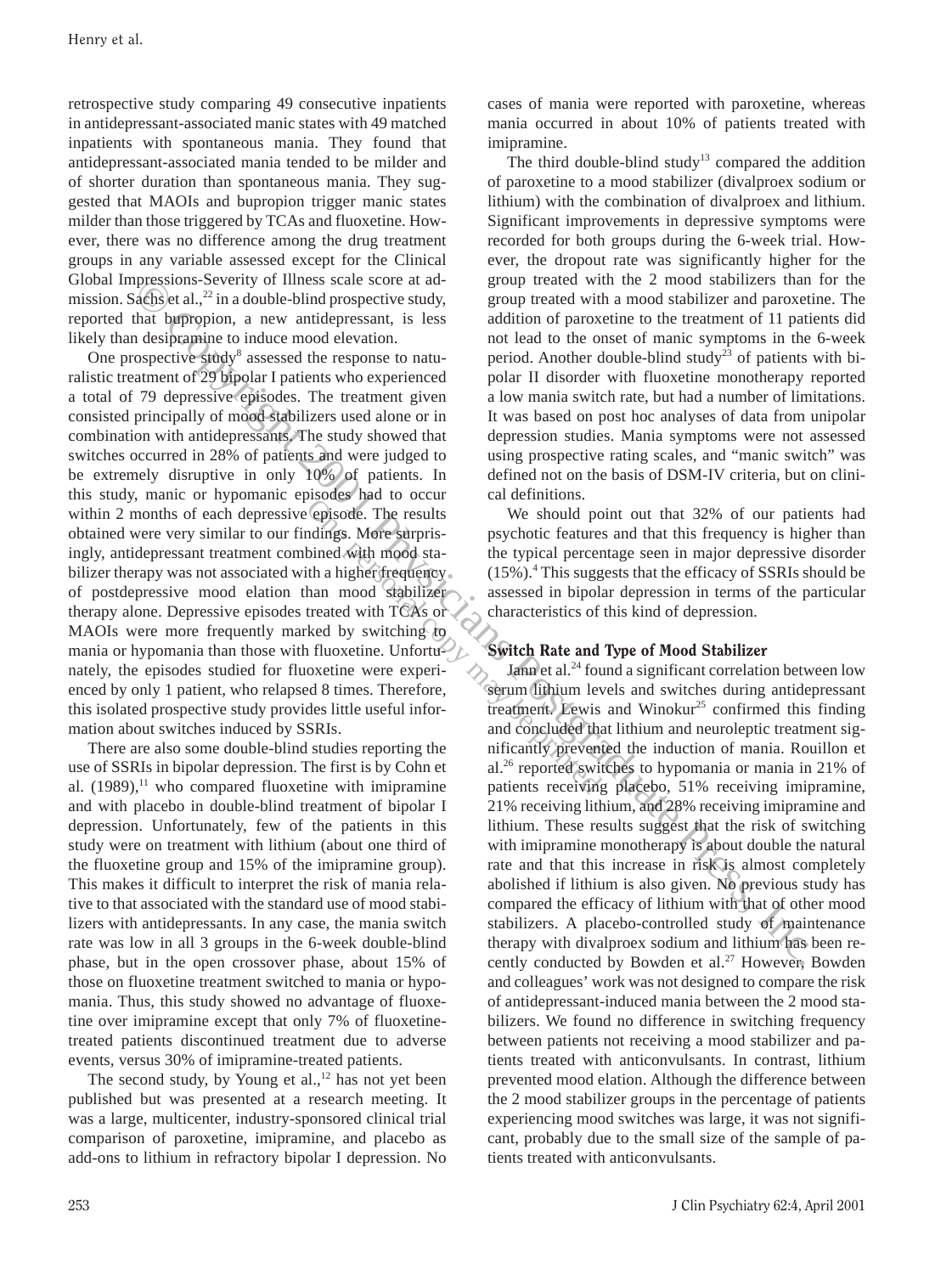retrospective study comparing 49 consecutive inpatients in antidepressant-associated manic states with 49 matched inpatients with spontaneous mania. They found that antidepressant-associated mania tended to be milder and of shorter duration than spontaneous mania. They suggested that MAOIs and bupropion trigger manic states milder than those triggered by TCAs and fluoxetine. However, there was no difference among the drug treatment groups in any variable assessed except for the Clinical Global Impressions-Severity of Illness scale score at admission. Sachs et al.,[22] in a double-blind prospective study, reported that bupropion, a new antidepressant, is less likely than desipramine to induce mood elevation.

One prospective study[8] assessed the response to naturalistic treatment of 29 bipolar I patients who experienced a total of 79 depressive episodes. The treatment given consisted principally of mood stabilizers used alone or in combination with antidepressants. The study showed that switches occurred in 28% of patients and were judged to be extremely disruptive in only 10% of patients. In this study, manic or hypomanic episodes had to occur within 2 months of each depressive episode. The results obtained were very similar to our findings. More surprisingly, antidepressant treatment combined with mood stabilizer therapy was not associated with a higher frequency of postdepressive mood elation than mood stabilizer therapy alone. Depressive episodes treated with TCAs or MAOIs were more frequently marked by switching to mania or hypomania than those with fluoxetine. Unfortunately, the episodes studied for fluoxetine were experienced by only 1 patient, who relapsed 8 times. Therefore, this isolated prospective study provides little useful information about switches induced by SSRIs.

There are also some double-blind studies reporting the use of SSRIs in bipolar depression. The first is by Cohn et al. (1989),[11] who compared fluoxetine with imipramine and with placebo in double-blind treatment of bipolar I depression. Unfortunately, few of the patients in this study were on treatment with lithium (about one third of the fluoxetine group and 15% of the imipramine group). This makes it difficult to interpret the risk of mania relative to that associated with the standard use of mood stabilizers with antidepressants. In any case, the mania switch rate was low in all 3 groups in the 6-week double-blind phase, but in the open crossover phase, about 15% of those on fluoxetine treatment switched to mania or hypomania. Thus, this study showed no advantage of fluoxetine over imipramine except that only 7% of fluoxetine-treated patients discontinued treatment due to adverse events, versus 30% of imipramine-treated patients.

The second study, by Young et al.,[12] has not yet been published but was presented at a research meeting. It was a large, multicenter, industry-sponsored clinical trial comparison of paroxetine, imipramine, and placebo as add-ons to lithium in refractory bipolar I depression. No cases of mania were reported with paroxetine, whereas mania occurred in about 10% of patients treated with imipramine.

The third double-blind study[13] compared the addition of paroxetine to a mood stabilizer (divalproex sodium or lithium) with the combination of divalproex and lithium. Significant improvements in depressive symptoms were recorded for both groups during the 6-week trial. However, the dropout rate was significantly higher for the group treated with the 2 mood stabilizers than for the group treated with a mood stabilizer and paroxetine. The addition of paroxetine to the treatment of 11 patients did not lead to the onset of manic symptoms in the 6-week period. Another double-blind study[23] of patients with bipolar II disorder with fluoxetine monotherapy reported a low mania switch rate, but had a number of limitations. It was based on post hoc analyses of data from unipolar depression studies. Mania symptoms were not assessed using prospective rating scales, and "manic switch" was defined not on the basis of DSM-IV criteria, but on clinical definitions.

We should point out that 32% of our patients had psychotic features and that this frequency is higher than the typical percentage seen in major depressive disorder (15%).[4] This suggests that the efficacy of SSRIs should be assessed in bipolar depression in terms of the particular characteristics of this kind of depression.

### Switch Rate and Type of Mood Stabilizer

Jann et al.[24] found a significant correlation between low serum lithium levels and switches during antidepressant treatment. Lewis and Winokur[25] confirmed this finding and concluded that lithium and neuroleptic treatment significantly prevented the induction of mania. Rouillon et al.[26] reported switches to hypomania or mania in 21% of patients receiving placebo, 51% receiving imipramine, 21% receiving lithium, and 28% receiving imipramine and lithium. These results suggest that the risk of switching with imipramine monotherapy is about double the natural rate and that this increase in risk is almost completely abolished if lithium is also given. No previous study has compared the efficacy of lithium with that of other mood stabilizers. A placebo-controlled study of maintenance therapy with divalproex sodium and lithium has been recently conducted by Bowden et al.[27] However, Bowden and colleagues' work was not designed to compare the risk of antidepressant-induced mania between the 2 mood stabilizers. We found no difference in switching frequency between patients not receiving a mood stabilizer and patients treated with anticonvulsants. In contrast, lithium prevented mood elation. Although the difference between the 2 mood stabilizer groups in the percentage of patients experiencing mood switches was large, it was not significant, probably due to the small size of the sample of patients treated with anticonvulsants.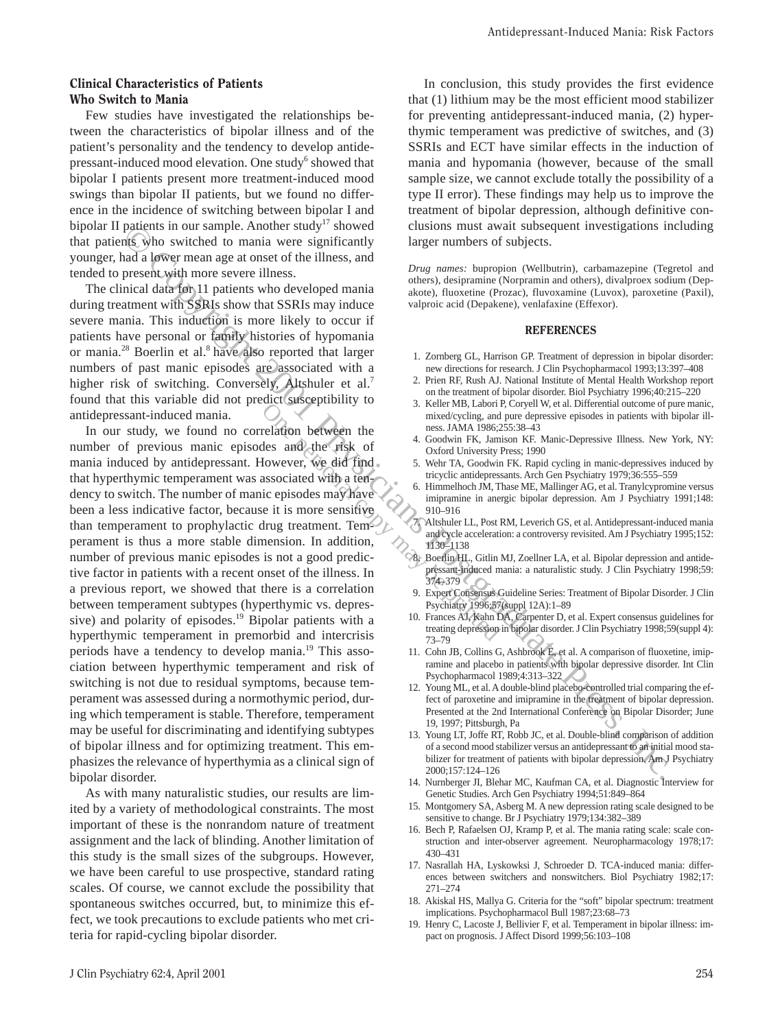### Clinical Characteristics of Patients Who Switch to Mania

Few studies have investigated the relationships between the characteristics of bipolar illness and of the patient's personality and the tendency to develop antidepressant-induced mood elevation. One study[6] showed that bipolar I patients present more treatment-induced mood swings than bipolar II patients, but we found no difference in the incidence of switching between bipolar I and bipolar II patients in our sample. Another study[17] showed that patients who switched to mania were significantly younger, had a lower mean age at onset of the illness, and tended to present with more severe illness.

The clinical data for 11 patients who developed mania during treatment with SSRIs show that SSRIs may induce severe mania. This induction is more likely to occur if patients have personal or family histories of hypomania or mania.[28] Boerlin et al.[8] have also reported that larger numbers of past manic episodes are associated with a higher risk of switching. Conversely, Altshuler et al.[7] found that this variable did not predict susceptibility to antidepressant-induced mania.

In our study, we found no correlation between the number of previous manic episodes and the risk of mania induced by antidepressant. However, we did find that hyperthymic temperament was associated with a tendency to switch. The number of manic episodes may have been a less indicative factor, because it is more sensitive than temperament to prophylactic drug treatment. Temperament is thus a more stable dimension. In addition, number of previous manic episodes is not a good predictive factor in patients with a recent onset of the illness. In a previous report, we showed that there is a correlation between temperament subtypes (hyperthymic vs. depressive) and polarity of episodes.[19] Bipolar patients with a hyperthymic temperament in premorbid and intercrisis periods have a tendency to develop mania.[19] This association between hyperthymic temperament and risk of switching is not due to residual symptoms, because temperament was assessed during a normothymic period, during which temperament is stable. Therefore, temperament may be useful for discriminating and identifying subtypes of bipolar illness and for optimizing treatment. This emphasizes the relevance of hyperthymia as a clinical sign of bipolar disorder.

As with many naturalistic studies, our results are limited by a variety of methodological constraints. The most important of these is the nonrandom nature of treatment assignment and the lack of blinding. Another limitation of this study is the small sizes of the subgroups. However, we have been careful to use prospective, standard rating scales. Of course, we cannot exclude the possibility that spontaneous switches occurred, but, to minimize this effect, we took precautions to exclude patients who met criteria for rapid-cycling bipolar disorder.

In conclusion, this study provides the first evidence that (1) lithium may be the most efficient mood stabilizer for preventing antidepressant-induced mania, (2) hyperthymic temperament was predictive of switches, and (3) SSRIs and ECT have similar effects in the induction of mania and hypomania (however, because of the small sample size, we cannot exclude totally the possibility of a type II error). These findings may help us to improve the treatment of bipolar depression, although definitive conclusions must await subsequent investigations including larger numbers of subjects.

*Drug names:* bupropion (Wellbutrin), carbamazepine (Tegretol and others), desipramine (Norpramin and others), divalproex sodium (Depakote), fluoxetine (Prozac), fluvoxamine (Luvox), paroxetine (Paxil), valproic acid (Depakene), venlafaxine (Effexor).

## REFERENCES

1. Zornberg GL, Harrison GP. Treatment of depression in bipolar disorder: new directions for research. J Clin Psychopharmacol 1993;13:397–408
2. Prien RF, Rush AJ. National Institute of Mental Health Workshop report on the treatment of bipolar disorder. Biol Psychiatry 1996;40:215–220
3. Keller MB, Labori P, Coryell W, et al. Differential outcome of pure manic, mixed/cycling, and pure depressive episodes in patients with bipolar illness. JAMA 1986;255:38–43
4. Goodwin FK, Jamison KF. Manic-Depressive Illness. New York, NY: Oxford University Press; 1990
5. Wehr TA, Goodwin FK. Rapid cycling in manic-depressives induced by tricyclic antidepressants. Arch Gen Psychiatry 1979;36:555–559
6. Himmelhoch JM, Thase ME, Mallinger AG, et al. Tranylcypromine versus imipramine in anergic bipolar depression. Am J Psychiatry 1991;148: 910–916
7. Altshuler LL, Post RM, Leverich GS, et al. Antidepressant-induced mania and cycle acceleration: a controversy revisited. Am J Psychiatry 1995;152: 1130–1138
8. Boerlin HL, Gitlin MJ, Zoellner LA, et al. Bipolar depression and antidepressant-induced mania: a naturalistic study. J Clin Psychiatry 1998;59: 374–379
9. Expert Consensus Guideline Series: Treatment of Bipolar Disorder. J Clin Psychiatry 1996;57(suppl 12A):1–89
10. Frances AJ, Kahn DA, Carpenter D, et al. Expert consensus guidelines for treating depression in bipolar disorder. J Clin Psychiatry 1998;59(suppl 4): 73–79
11. Cohn JB, Collins G, Ashbrook E, et al. A comparison of fluoxetine, imipramine and placebo in patients with bipolar depressive disorder. Int Clin Psychopharmacol 1989;4:313–322
12. Young ML, et al. A double-blind placebo-controlled trial comparing the effect of paroxetine and imipramine in the treatment of bipolar depression. Presented at the 2nd International Conference on Bipolar Disorder; June 19, 1997; Pittsburgh, Pa
13. Young LT, Joffe RT, Robb JC, et al. Double-blind comparison of addition of a second mood stabilizer versus an antidepressant to an initial mood stabilizer for treatment of patients with bipolar depression. Am J Psychiatry 2000;157:124–126
14. Nurnberger JI, Blehar MC, Kaufman CA, et al. Diagnostic Interview for Genetic Studies. Arch Gen Psychiatry 1994;51:849–864
15. Montgomery SA, Asberg M. A new depression rating scale designed to be sensitive to change. Br J Psychiatry 1979;134:382–389
16. Bech P, Rafaelsen OJ, Kramp P, et al. The mania rating scale: scale construction and inter-observer agreement. Neuropharmacology 1978;17: 430–431
17. Nasrallah HA, Lyskowksi J, Schroeder D. TCA-induced mania: differences between switchers and nonswitchers. Biol Psychiatry 1982;17: 271–274
18. Akiskal HS, Mallya G. Criteria for the "soft" bipolar spectrum: treatment implications. Psychopharmacol Bull 1987;23:68–73
19. Henry C, Lacoste J, Bellivier F, et al. Temperament in bipolar illness: impact on prognosis. J Affect Disord 1999;56:103–108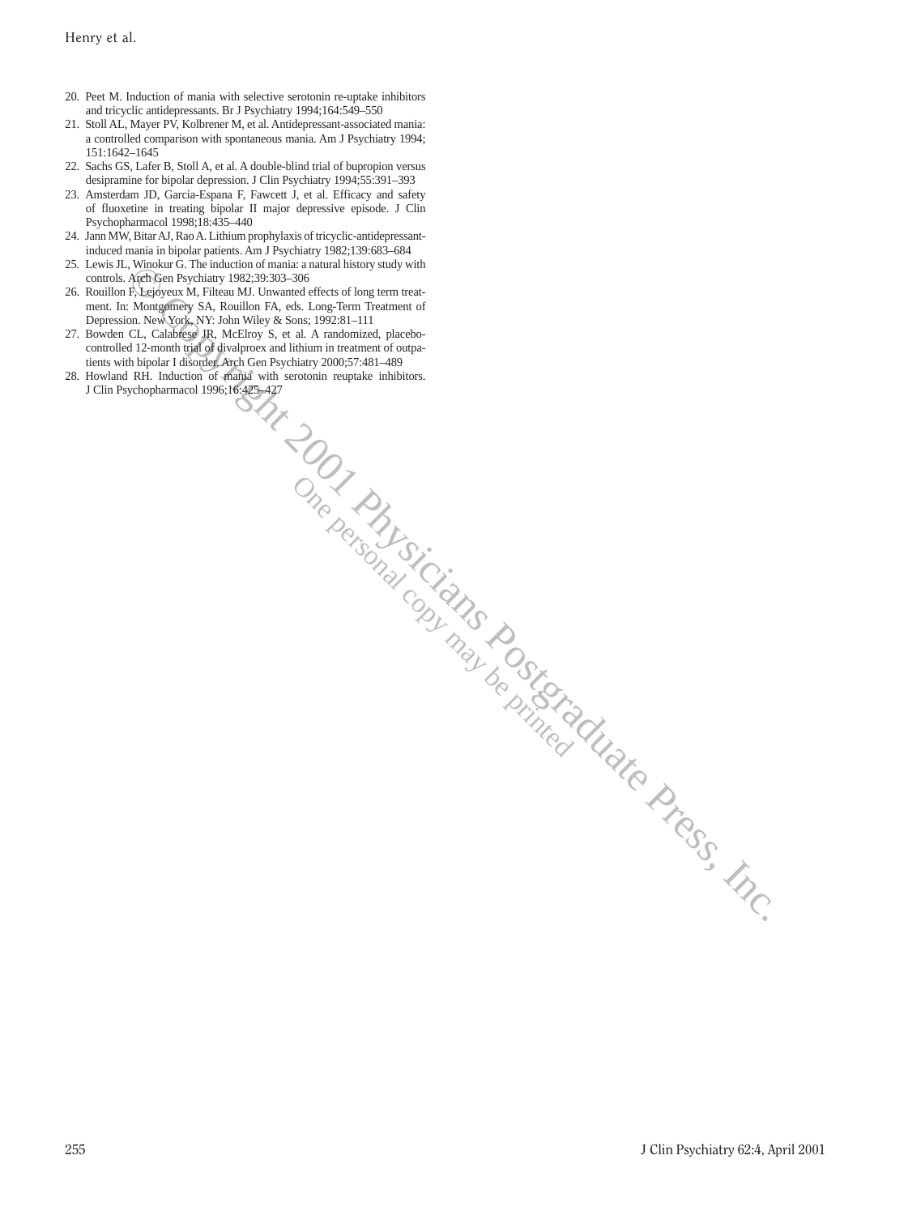20. Peet M. Induction of mania with selective serotonin re-uptake inhibitors and tricyclic antidepressants. Br J Psychiatry 1994;164:549–550
21. Stoll AL, Mayer PV, Kolbrener M, et al. Antidepressant-associated mania: a controlled comparison with spontaneous mania. Am J Psychiatry 1994; 151:1642–1645
22. Sachs GS, Lafer B, Stoll A, et al. A double-blind trial of bupropion versus desipramine for bipolar depression. J Clin Psychiatry 1994;55:391–393
23. Amsterdam JD, Garcia-Espana F, Fawcett J, et al. Efficacy and safety of fluoxetine in treating bipolar II major depressive episode. J Clin Psychopharmacol 1998;18:435–440
24. Jann MW, Bitar AJ, Rao A. Lithium prophylaxis of tricyclic-antidepressant-induced mania in bipolar patients. Am J Psychiatry 1982;139:683–684
25. Lewis JL, Winokur G. The induction of mania: a natural history study with controls. Arch Gen Psychiatry 1982;39:303–306
26. Rouillon F, Lejoyeux M, Filteau MJ. Unwanted effects of long term treatment. In: Montgomery SA, Rouillon FA, eds. Long-Term Treatment of Depression. New York, NY: John Wiley & Sons; 1992:81–111
27. Bowden CL, Calabrese JR, McElroy S, et al. A randomized, placebo-controlled 12-month trial of divalproex and lithium in treatment of outpatients with bipolar I disorder. Arch Gen Psychiatry 2000;57:481–489
28. Howland RH. Induction of mania with serotonin reuptake inhibitors. J Clin Psychopharmacol 1996;16:425–427